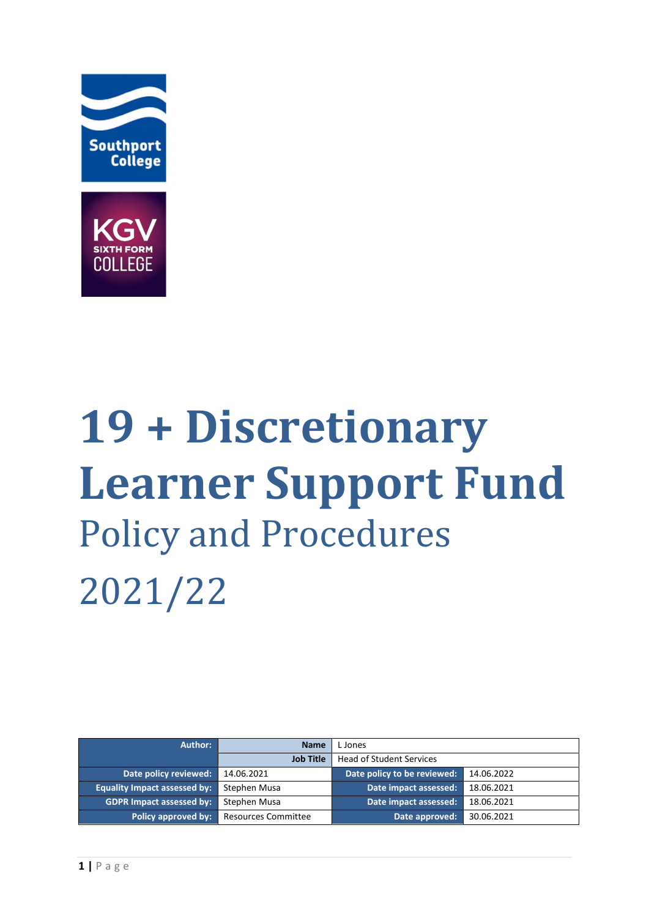# 19 + Discretionary Learner Support Fund

## Policy and Procedures

## 2021/22

| Author: | Name | L Jones | |
|---|---|---|---|
| | Job Title | Head of Student Services | |
| Date policy reviewed: | 14.06.2021 | Date policy to be reviewed: | 14.06.2022 |
| Equality Impact assessed by: | Stephen Musa | Date impact assessed: | 18.06.2021 |
| GDPR Impact assessed by: | Stephen Musa | Date impact assessed: | 18.06.2021 |
| Policy approved by: | Resources Committee | Date approved: | 30.06.2021 |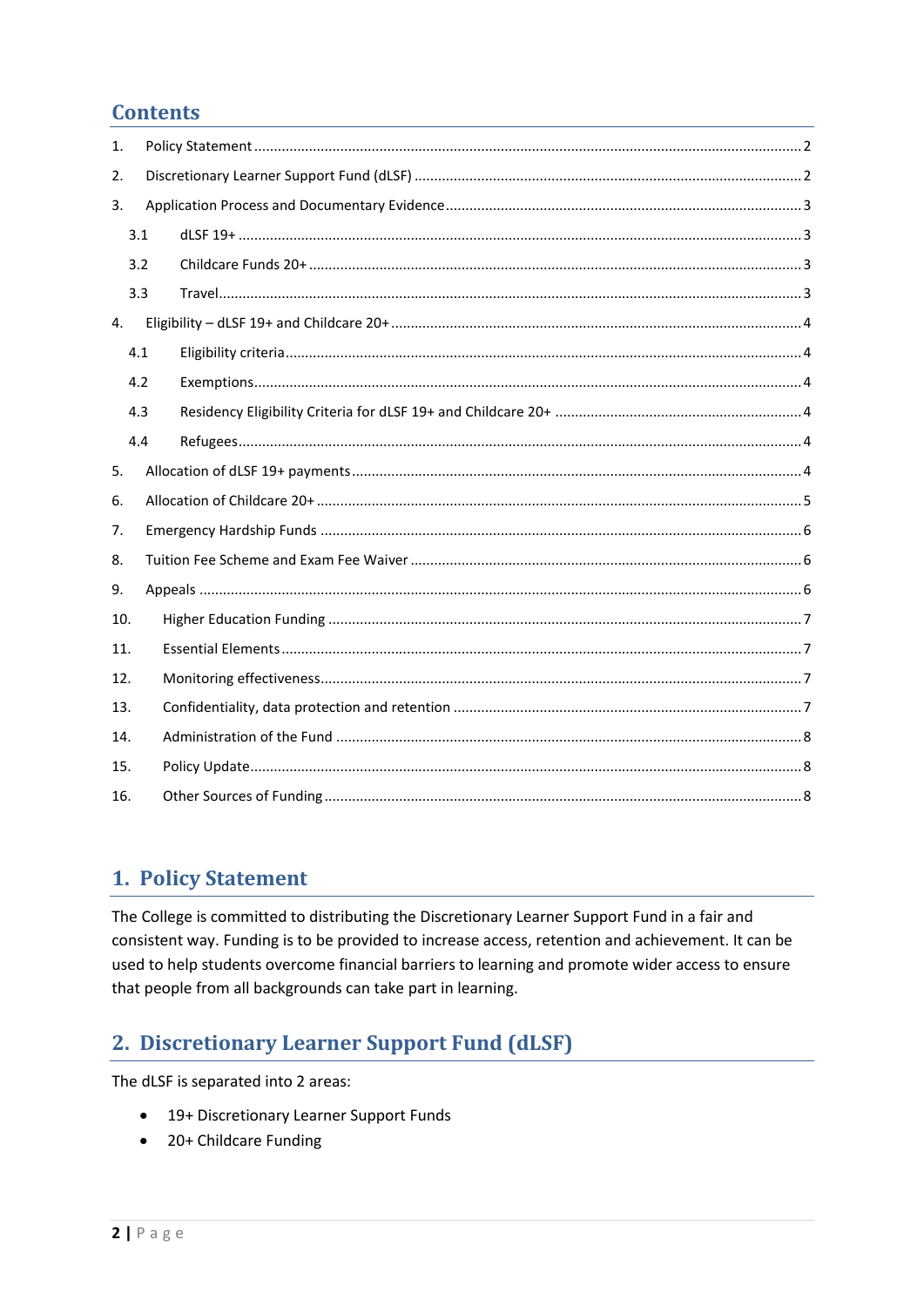## Contents

1. Policy Statement ..... 2
2. Discretionary Learner Support Fund (dLSF) ..... 2
3. Application Process and Documentary Evidence ..... 3
   - 3.1 dLSF 19+ ..... 3
   - 3.2 Childcare Funds 20+ ..... 3
   - 3.3 Travel ..... 3
4. Eligibility – dLSF 19+ and Childcare 20+ ..... 4
   - 4.1 Eligibility criteria ..... 4
   - 4.2 Exemptions ..... 4
   - 4.3 Residency Eligibility Criteria for dLSF 19+ and Childcare 20+ ..... 4
   - 4.4 Refugees ..... 4
5. Allocation of dLSF 19+ payments ..... 4
6. Allocation of Childcare 20+ ..... 5
7. Emergency Hardship Funds ..... 6
8. Tuition Fee Scheme and Exam Fee Waiver ..... 6
9. Appeals ..... 6
10. Higher Education Funding ..... 7
11. Essential Elements ..... 7
12. Monitoring effectiveness ..... 7
13. Confidentiality, data protection and retention ..... 7
14. Administration of the Fund ..... 8
15. Policy Update ..... 8
16. Other Sources of Funding ..... 8

## 1. Policy Statement

The College is committed to distributing the Discretionary Learner Support Fund in a fair and consistent way. Funding is to be provided to increase access, retention and achievement. It can be used to help students overcome financial barriers to learning and promote wider access to ensure that people from all backgrounds can take part in learning.

## 2. Discretionary Learner Support Fund (dLSF)

The dLSF is separated into 2 areas:

- 19+ Discretionary Learner Support Funds
- 20+ Childcare Funding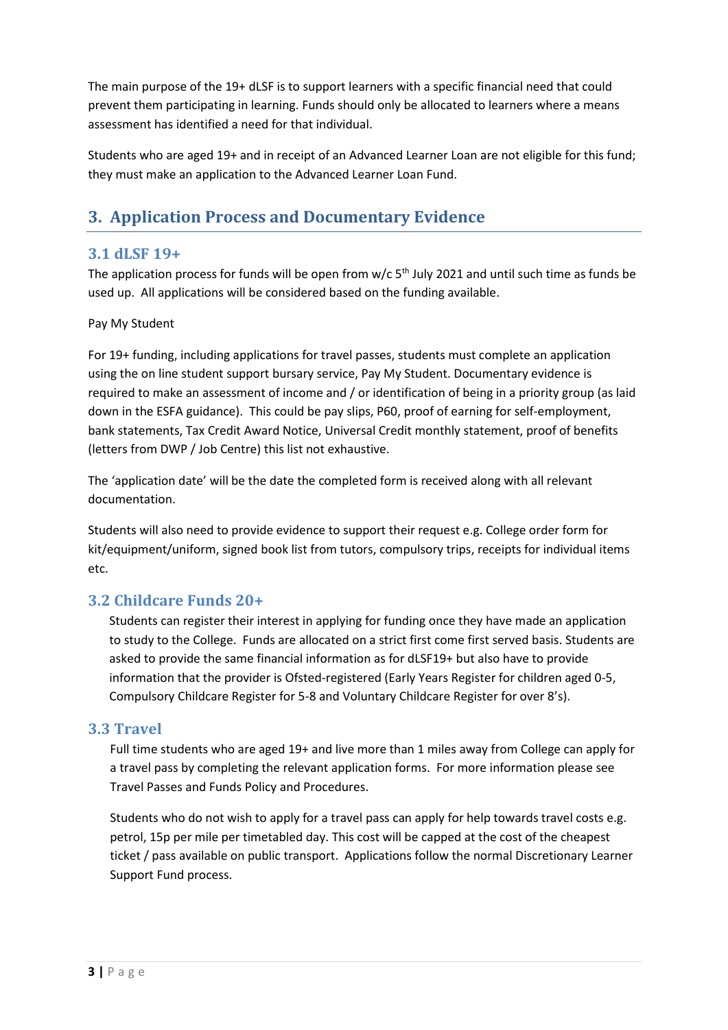The main purpose of the 19+ dLSF is to support learners with a specific financial need that could prevent them participating in learning. Funds should only be allocated to learners where a means assessment has identified a need for that individual.

Students who are aged 19+ and in receipt of an Advanced Learner Loan are not eligible for this fund; they must make an application to the Advanced Learner Loan Fund.

## 3. Application Process and Documentary Evidence

### 3.1 dLSF 19+

The application process for funds will be open from w/c 5th July 2021 and until such time as funds be used up. All applications will be considered based on the funding available.

Pay My Student

For 19+ funding, including applications for travel passes, students must complete an application using the on line student support bursary service, Pay My Student. Documentary evidence is required to make an assessment of income and / or identification of being in a priority group (as laid down in the ESFA guidance). This could be pay slips, P60, proof of earning for self-employment, bank statements, Tax Credit Award Notice, Universal Credit monthly statement, proof of benefits (letters from DWP / Job Centre) this list not exhaustive.

The 'application date' will be the date the completed form is received along with all relevant documentation.

Students will also need to provide evidence to support their request e.g. College order form for kit/equipment/uniform, signed book list from tutors, compulsory trips, receipts for individual items etc.

### 3.2 Childcare Funds 20+

Students can register their interest in applying for funding once they have made an application to study to the College. Funds are allocated on a strict first come first served basis. Students are asked to provide the same financial information as for dLSF19+ but also have to provide information that the provider is Ofsted-registered (Early Years Register for children aged 0-5, Compulsory Childcare Register for 5-8 and Voluntary Childcare Register for over 8's).

### 3.3 Travel

Full time students who are aged 19+ and live more than 1 miles away from College can apply for a travel pass by completing the relevant application forms. For more information please see Travel Passes and Funds Policy and Procedures.

Students who do not wish to apply for a travel pass can apply for help towards travel costs e.g. petrol, 15p per mile per timetabled day. This cost will be capped at the cost of the cheapest ticket / pass available on public transport. Applications follow the normal Discretionary Learner Support Fund process.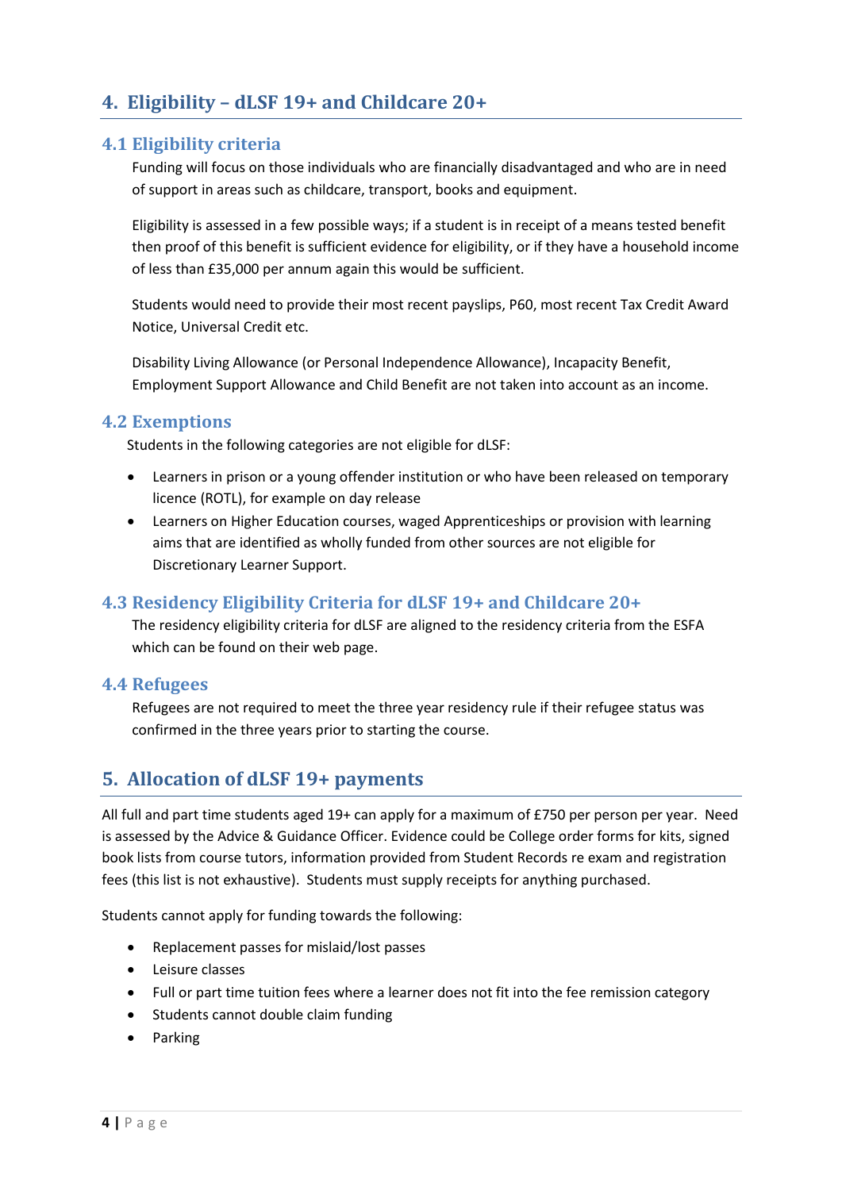## 4. Eligibility – dLSF 19+ and Childcare 20+

### 4.1 Eligibility criteria

Funding will focus on those individuals who are financially disadvantaged and who are in need of support in areas such as childcare, transport, books and equipment.

Eligibility is assessed in a few possible ways; if a student is in receipt of a means tested benefit then proof of this benefit is sufficient evidence for eligibility, or if they have a household income of less than £35,000 per annum again this would be sufficient.

Students would need to provide their most recent payslips, P60, most recent Tax Credit Award Notice, Universal Credit etc.

Disability Living Allowance (or Personal Independence Allowance), Incapacity Benefit, Employment Support Allowance and Child Benefit are not taken into account as an income.

### 4.2 Exemptions

Students in the following categories are not eligible for dLSF:

- Learners in prison or a young offender institution or who have been released on temporary licence (ROTL), for example on day release
- Learners on Higher Education courses, waged Apprenticeships or provision with learning aims that are identified as wholly funded from other sources are not eligible for Discretionary Learner Support.

### 4.3 Residency Eligibility Criteria for dLSF 19+ and Childcare 20+

The residency eligibility criteria for dLSF are aligned to the residency criteria from the ESFA which can be found on their web page.

### 4.4 Refugees

Refugees are not required to meet the three year residency rule if their refugee status was confirmed in the three years prior to starting the course.

## 5. Allocation of dLSF 19+ payments

All full and part time students aged 19+ can apply for a maximum of £750 per person per year. Need is assessed by the Advice & Guidance Officer. Evidence could be College order forms for kits, signed book lists from course tutors, information provided from Student Records re exam and registration fees (this list is not exhaustive). Students must supply receipts for anything purchased.

Students cannot apply for funding towards the following:

- Replacement passes for mislaid/lost passes
- Leisure classes
- Full or part time tuition fees where a learner does not fit into the fee remission category
- Students cannot double claim funding
- Parking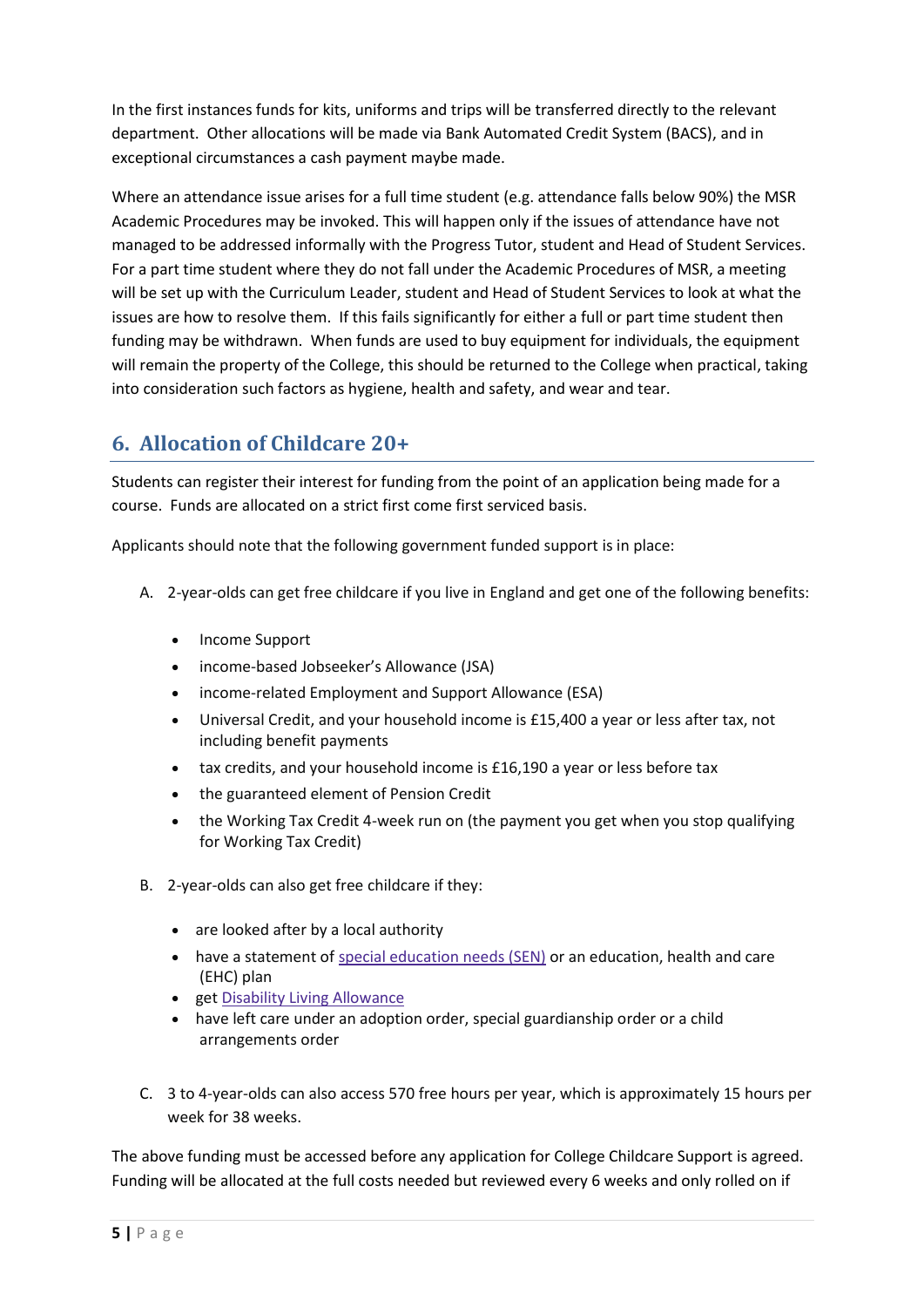In the first instances funds for kits, uniforms and trips will be transferred directly to the relevant department. Other allocations will be made via Bank Automated Credit System (BACS), and in exceptional circumstances a cash payment maybe made.

Where an attendance issue arises for a full time student (e.g. attendance falls below 90%) the MSR Academic Procedures may be invoked. This will happen only if the issues of attendance have not managed to be addressed informally with the Progress Tutor, student and Head of Student Services. For a part time student where they do not fall under the Academic Procedures of MSR, a meeting will be set up with the Curriculum Leader, student and Head of Student Services to look at what the issues are how to resolve them. If this fails significantly for either a full or part time student then funding may be withdrawn. When funds are used to buy equipment for individuals, the equipment will remain the property of the College, this should be returned to the College when practical, taking into consideration such factors as hygiene, health and safety, and wear and tear.

## 6. Allocation of Childcare 20+

Students can register their interest for funding from the point of an application being made for a course. Funds are allocated on a strict first come first serviced basis.

Applicants should note that the following government funded support is in place:

A. 2-year-olds can get free childcare if you live in England and get one of the following benefits:

- Income Support
- income-based Jobseeker's Allowance (JSA)
- income-related Employment and Support Allowance (ESA)
- Universal Credit, and your household income is £15,400 a year or less after tax, not including benefit payments
- tax credits, and your household income is £16,190 a year or less before tax
- the guaranteed element of Pension Credit
- the Working Tax Credit 4-week run on (the payment you get when you stop qualifying for Working Tax Credit)

B. 2-year-olds can also get free childcare if they:

- are looked after by a local authority
- have a statement of special education needs (SEN) or an education, health and care (EHC) plan
- get Disability Living Allowance
- have left care under an adoption order, special guardianship order or a child arrangements order

C. 3 to 4-year-olds can also access 570 free hours per year, which is approximately 15 hours per week for 38 weeks.

The above funding must be accessed before any application for College Childcare Support is agreed. Funding will be allocated at the full costs needed but reviewed every 6 weeks and only rolled on if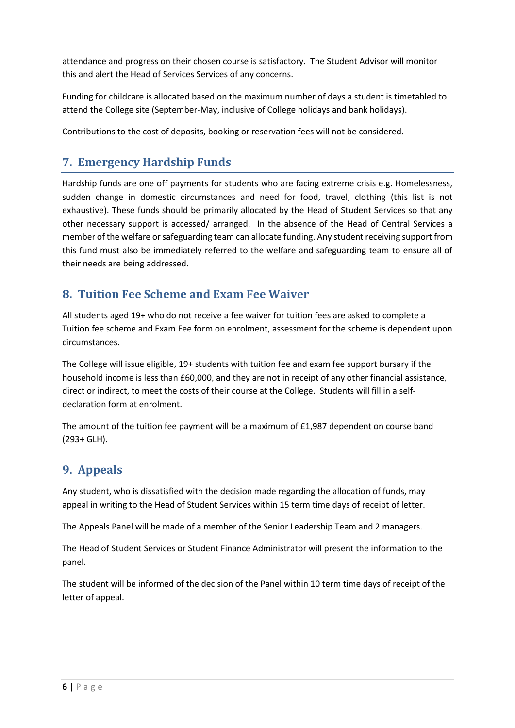attendance and progress on their chosen course is satisfactory. The Student Advisor will monitor this and alert the Head of Services Services of any concerns.

Funding for childcare is allocated based on the maximum number of days a student is timetabled to attend the College site (September-May, inclusive of College holidays and bank holidays).

Contributions to the cost of deposits, booking or reservation fees will not be considered.

## 7. Emergency Hardship Funds

Hardship funds are one off payments for students who are facing extreme crisis e.g. Homelessness, sudden change in domestic circumstances and need for food, travel, clothing (this list is not exhaustive). These funds should be primarily allocated by the Head of Student Services so that any other necessary support is accessed/ arranged. In the absence of the Head of Central Services a member of the welfare or safeguarding team can allocate funding. Any student receiving support from this fund must also be immediately referred to the welfare and safeguarding team to ensure all of their needs are being addressed.

## 8. Tuition Fee Scheme and Exam Fee Waiver

All students aged 19+ who do not receive a fee waiver for tuition fees are asked to complete a Tuition fee scheme and Exam Fee form on enrolment, assessment for the scheme is dependent upon circumstances.

The College will issue eligible, 19+ students with tuition fee and exam fee support bursary if the household income is less than £60,000, and they are not in receipt of any other financial assistance, direct or indirect, to meet the costs of their course at the College. Students will fill in a self-declaration form at enrolment.

The amount of the tuition fee payment will be a maximum of £1,987 dependent on course band (293+ GLH).

## 9. Appeals

Any student, who is dissatisfied with the decision made regarding the allocation of funds, may appeal in writing to the Head of Student Services within 15 term time days of receipt of letter.

The Appeals Panel will be made of a member of the Senior Leadership Team and 2 managers.

The Head of Student Services or Student Finance Administrator will present the information to the panel.

The student will be informed of the decision of the Panel within 10 term time days of receipt of the letter of appeal.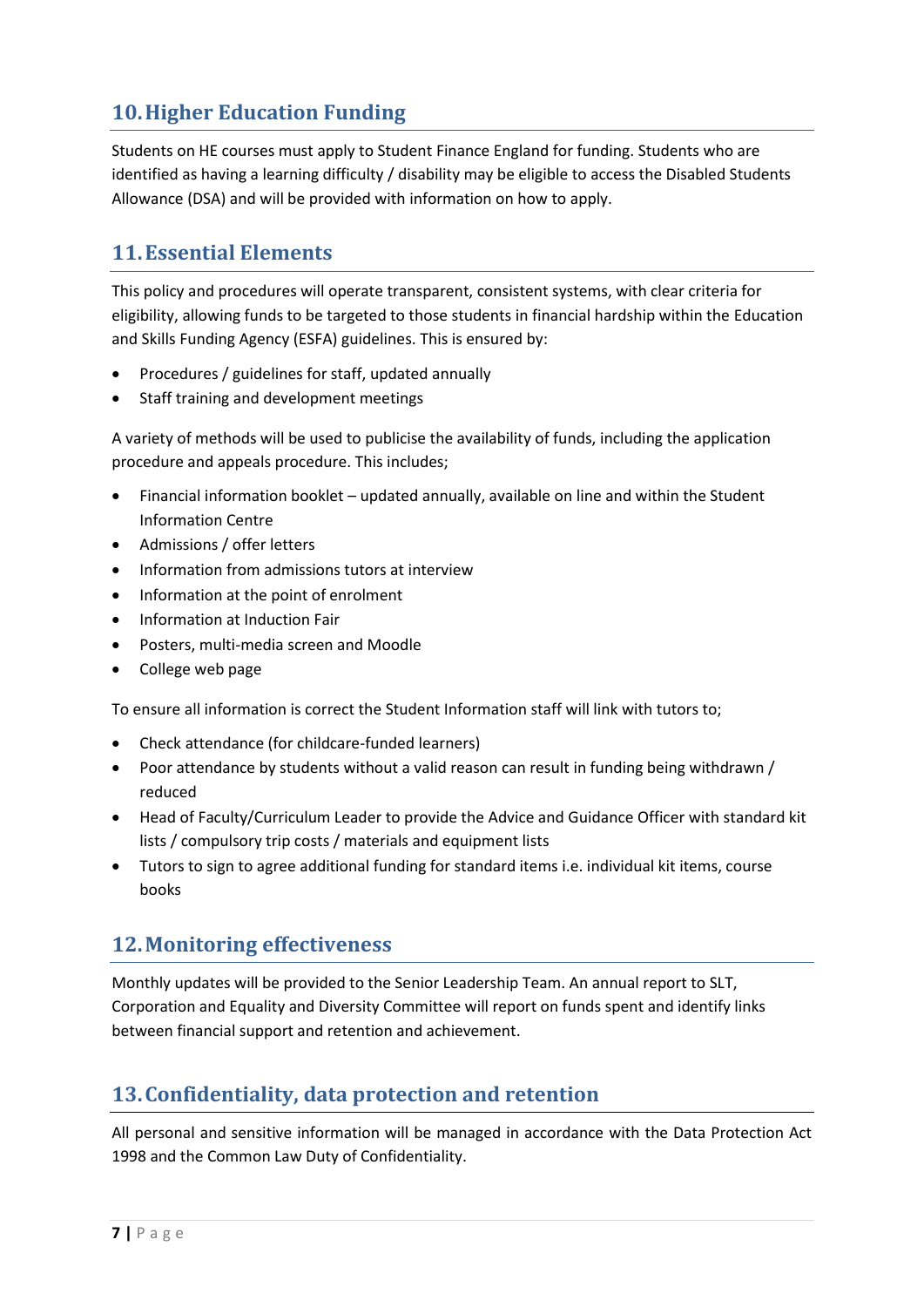## 10. Higher Education Funding

Students on HE courses must apply to Student Finance England for funding. Students who are identified as having a learning difficulty / disability may be eligible to access the Disabled Students Allowance (DSA) and will be provided with information on how to apply.

## 11. Essential Elements

This policy and procedures will operate transparent, consistent systems, with clear criteria for eligibility, allowing funds to be targeted to those students in financial hardship within the Education and Skills Funding Agency (ESFA) guidelines. This is ensured by:

- Procedures / guidelines for staff, updated annually
- Staff training and development meetings

A variety of methods will be used to publicise the availability of funds, including the application procedure and appeals procedure. This includes;

- Financial information booklet – updated annually, available on line and within the Student Information Centre
- Admissions / offer letters
- Information from admissions tutors at interview
- Information at the point of enrolment
- Information at Induction Fair
- Posters, multi-media screen and Moodle
- College web page

To ensure all information is correct the Student Information staff will link with tutors to;

- Check attendance (for childcare-funded learners)
- Poor attendance by students without a valid reason can result in funding being withdrawn / reduced
- Head of Faculty/Curriculum Leader to provide the Advice and Guidance Officer with standard kit lists / compulsory trip costs / materials and equipment lists
- Tutors to sign to agree additional funding for standard items i.e. individual kit items, course books

## 12. Monitoring effectiveness

Monthly updates will be provided to the Senior Leadership Team. An annual report to SLT, Corporation and Equality and Diversity Committee will report on funds spent and identify links between financial support and retention and achievement.

## 13. Confidentiality, data protection and retention

All personal and sensitive information will be managed in accordance with the Data Protection Act 1998 and the Common Law Duty of Confidentiality.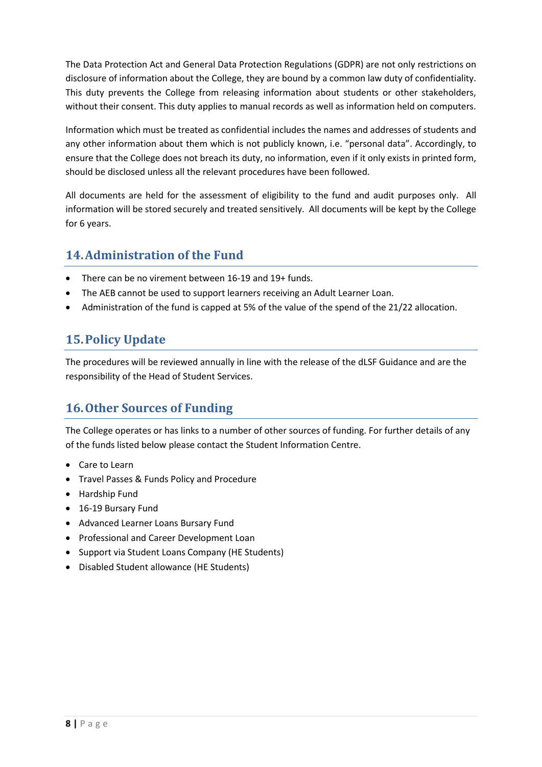The Data Protection Act and General Data Protection Regulations (GDPR) are not only restrictions on disclosure of information about the College, they are bound by a common law duty of confidentiality. This duty prevents the College from releasing information about students or other stakeholders, without their consent. This duty applies to manual records as well as information held on computers.

Information which must be treated as confidential includes the names and addresses of students and any other information about them which is not publicly known, i.e. "personal data". Accordingly, to ensure that the College does not breach its duty, no information, even if it only exists in printed form, should be disclosed unless all the relevant procedures have been followed.

All documents are held for the assessment of eligibility to the fund and audit purposes only. All information will be stored securely and treated sensitively. All documents will be kept by the College for 6 years.

## 14. Administration of the Fund

- There can be no virement between 16-19 and 19+ funds.
- The AEB cannot be used to support learners receiving an Adult Learner Loan.
- Administration of the fund is capped at 5% of the value of the spend of the 21/22 allocation.

## 15. Policy Update

The procedures will be reviewed annually in line with the release of the dLSF Guidance and are the responsibility of the Head of Student Services.

## 16. Other Sources of Funding

The College operates or has links to a number of other sources of funding. For further details of any of the funds listed below please contact the Student Information Centre.

- Care to Learn
- Travel Passes & Funds Policy and Procedure
- Hardship Fund
- 16-19 Bursary Fund
- Advanced Learner Loans Bursary Fund
- Professional and Career Development Loan
- Support via Student Loans Company (HE Students)
- Disabled Student allowance (HE Students)